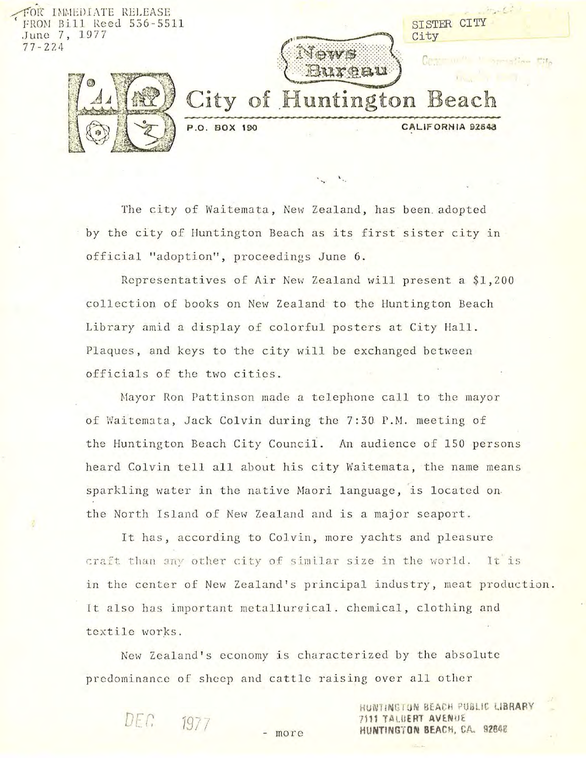FOR IMMEDIATE RELEASE
FROM Bill Reed 536-5511
June 7, 1977
77-224

SISTER CITY
City

News Bureau

# City of Huntington Beach

P.O. BOX 190 CALIFORNIA 92648

The city of Waitemata, New Zealand, has been adopted by the city of Huntington Beach as its first sister city in official "adoption", proceedings June 6.

Representatives of Air New Zealand will present a $1,200 collection of books on New Zealand to the Huntington Beach Library amid a display of colorful posters at City Hall. Plaques, and keys to the city will be exchanged between officials of the two cities.

Mayor Ron Pattinson made a telephone call to the mayor of Waitemata, Jack Colvin during the 7:30 P.M. meeting of the Huntington Beach City Council. An audience of 150 persons heard Colvin tell all about his city Waitemata, the name means sparkling water in the native Maori language, is located on the North Island of New Zealand and is a major seaport.

It has, according to Colvin, more yachts and pleasure craft than any other city of similar size in the world. It is in the center of New Zealand's principal industry, meat production. It also has important metallurgical. chemical, clothing and textile works.

New Zealand's economy is characterized by the absolute predominance of sheep and cattle raising over all other

DEC 1977

- more

HUNTINGTON BEACH PUBLIC LIBRARY
7111 TALBERT AVENUE
HUNTINGTON BEACH, CA. 92648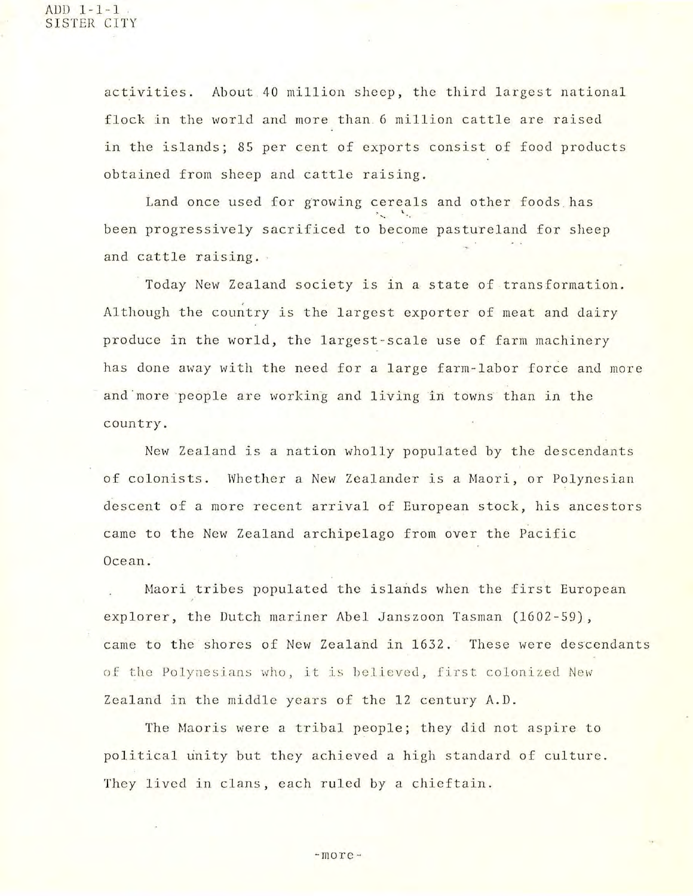activities. About 40 million sheep, the third largest national flock in the world and more than 6 million cattle are raised in the islands; 85 per cent of exports consist of food products obtained from sheep and cattle raising.

Land once used for growing cereals and other foods has been progressively sacrificed to become pastureland for sheep and cattle raising.

Today New Zealand society is in a state of transformation. Although the country is the largest exporter of meat and dairy produce in the world, the largest-scale use of farm machinery has done away with the need for a large farm-labor force and more and more people are working and living in towns than in the country.

New Zealand is a nation wholly populated by the descendants of colonists. Whether a New Zealander is a Maori, or Polynesian descent of a more recent arrival of European stock, his ancestors came to the New Zealand archipelago from over the Pacific Ocean.

Maori tribes populated the islands when the first European explorer, the Dutch mariner Abel Janszoon Tasman (1602-59), came to the shores of New Zealand in 1632. These were descendants of the Polynesians who, it is believed, first colonized New Zealand in the middle years of the 12 century A.D.

The Maoris were a tribal people; they did not aspire to political unity but they achieved a high standard of culture. They lived in clans, each ruled by a chieftain.

-more-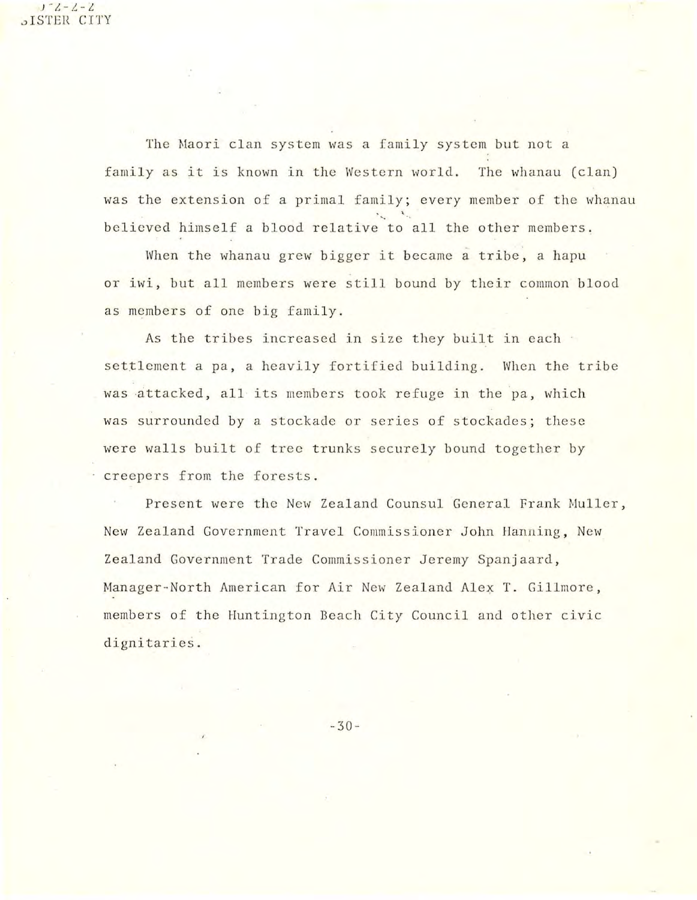The Maori clan system was a family system but not a family as it is known in the Western world. The whanau (clan) was the extension of a primal family; every member of the whanau believed himself a blood relative to all the other members.

When the whanau grew bigger it became a tribe, a hapu or iwi, but all members were still bound by their common blood as members of one big family.

As the tribes increased in size they built in each settlement a pa, a heavily fortified building. When the tribe was attacked, all its members took refuge in the pa, which was surrounded by a stockade or series of stockades; these were walls built of tree trunks securely bound together by creepers from the forests.

Present were the New Zealand Counsul General Frank Muller, New Zealand Government Travel Commissioner John Hanning, New Zealand Government Trade Commissioner Jeremy Spanjaard, Manager-North American for Air New Zealand Alex T. Gillmore, members of the Huntington Beach City Council and other civic dignitaries.